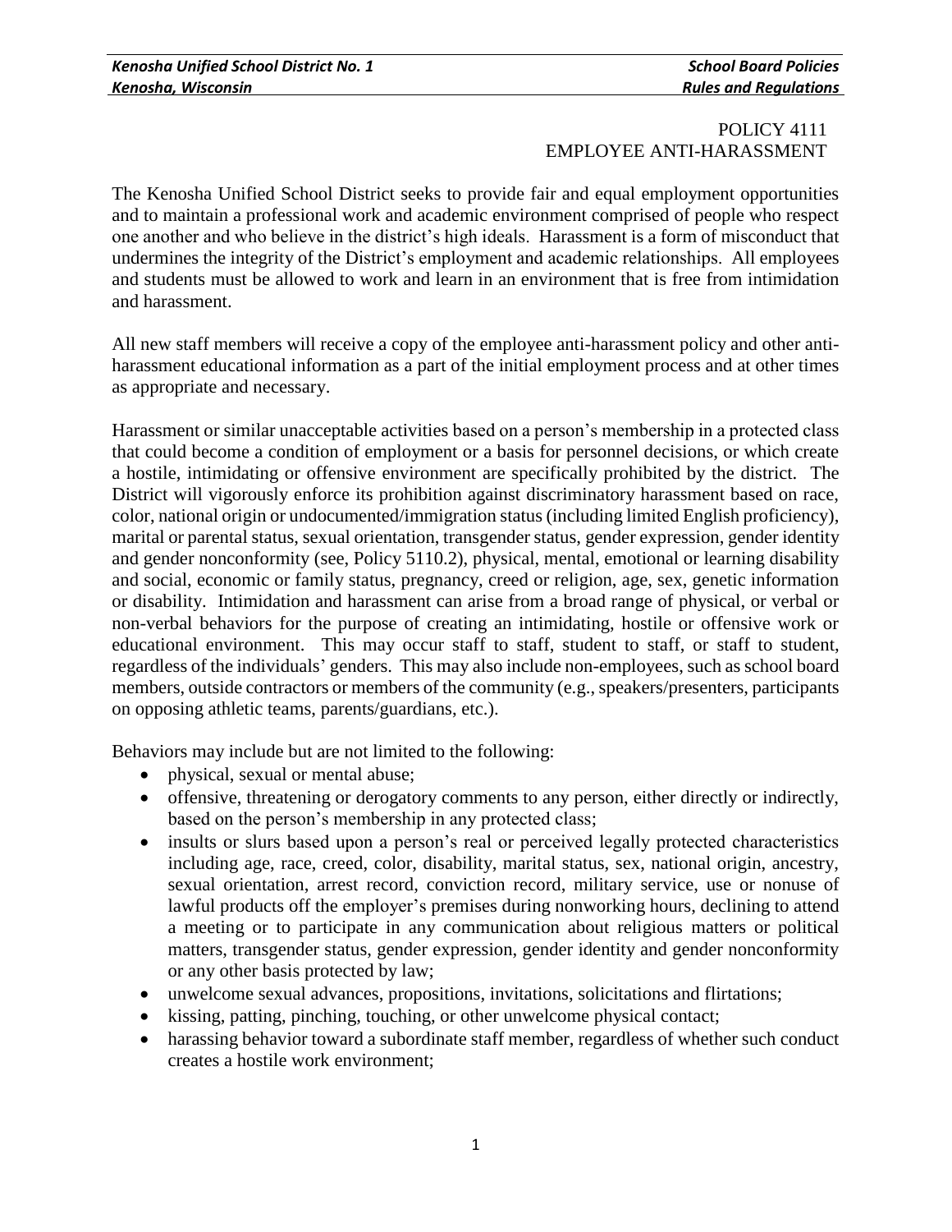# POLICY 4111
# EMPLOYEE ANTI-HARASSMENT

The Kenosha Unified School District seeks to provide fair and equal employment opportunities and to maintain a professional work and academic environment comprised of people who respect one another and who believe in the district's high ideals. Harassment is a form of misconduct that undermines the integrity of the District's employment and academic relationships. All employees and students must be allowed to work and learn in an environment that is free from intimidation and harassment.

All new staff members will receive a copy of the employee anti-harassment policy and other anti-harassment educational information as a part of the initial employment process and at other times as appropriate and necessary.

Harassment or similar unacceptable activities based on a person's membership in a protected class that could become a condition of employment or a basis for personnel decisions, or which create a hostile, intimidating or offensive environment are specifically prohibited by the district. The District will vigorously enforce its prohibition against discriminatory harassment based on race, color, national origin or undocumented/immigration status (including limited English proficiency), marital or parental status, sexual orientation, transgender status, gender expression, gender identity and gender nonconformity (see, Policy 5110.2), physical, mental, emotional or learning disability and social, economic or family status, pregnancy, creed or religion, age, sex, genetic information or disability. Intimidation and harassment can arise from a broad range of physical, or verbal or non-verbal behaviors for the purpose of creating an intimidating, hostile or offensive work or educational environment. This may occur staff to staff, student to staff, or staff to student, regardless of the individuals' genders. This may also include non-employees, such as school board members, outside contractors or members of the community (e.g., speakers/presenters, participants on opposing athletic teams, parents/guardians, etc.).

Behaviors may include but are not limited to the following:

- physical, sexual or mental abuse;
- offensive, threatening or derogatory comments to any person, either directly or indirectly, based on the person's membership in any protected class;
- insults or slurs based upon a person's real or perceived legally protected characteristics including age, race, creed, color, disability, marital status, sex, national origin, ancestry, sexual orientation, arrest record, conviction record, military service, use or nonuse of lawful products off the employer's premises during nonworking hours, declining to attend a meeting or to participate in any communication about religious matters or political matters, transgender status, gender expression, gender identity and gender nonconformity or any other basis protected by law;
- unwelcome sexual advances, propositions, invitations, solicitations and flirtations;
- kissing, patting, pinching, touching, or other unwelcome physical contact;
- harassing behavior toward a subordinate staff member, regardless of whether such conduct creates a hostile work environment;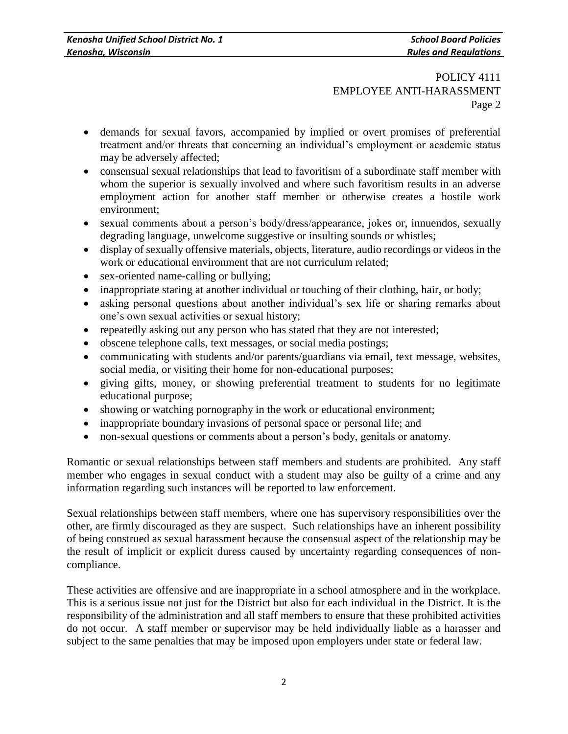POLICY 4111
EMPLOYEE ANTI-HARASSMENT
Page 2

- demands for sexual favors, accompanied by implied or overt promises of preferential treatment and/or threats that concerning an individual's employment or academic status may be adversely affected;
- consensual sexual relationships that lead to favoritism of a subordinate staff member with whom the superior is sexually involved and where such favoritism results in an adverse employment action for another staff member or otherwise creates a hostile work environment;
- sexual comments about a person's body/dress/appearance, jokes or, innuendos, sexually degrading language, unwelcome suggestive or insulting sounds or whistles;
- display of sexually offensive materials, objects, literature, audio recordings or videos in the work or educational environment that are not curriculum related;
- sex-oriented name-calling or bullying;
- inappropriate staring at another individual or touching of their clothing, hair, or body;
- asking personal questions about another individual's sex life or sharing remarks about one's own sexual activities or sexual history;
- repeatedly asking out any person who has stated that they are not interested;
- obscene telephone calls, text messages, or social media postings;
- communicating with students and/or parents/guardians via email, text message, websites, social media, or visiting their home for non-educational purposes;
- giving gifts, money, or showing preferential treatment to students for no legitimate educational purpose;
- showing or watching pornography in the work or educational environment;
- inappropriate boundary invasions of personal space or personal life; and
- non-sexual questions or comments about a person's body, genitals or anatomy.

Romantic or sexual relationships between staff members and students are prohibited. Any staff member who engages in sexual conduct with a student may also be guilty of a crime and any information regarding such instances will be reported to law enforcement.

Sexual relationships between staff members, where one has supervisory responsibilities over the other, are firmly discouraged as they are suspect. Such relationships have an inherent possibility of being construed as sexual harassment because the consensual aspect of the relationship may be the result of implicit or explicit duress caused by uncertainty regarding consequences of non-compliance.

These activities are offensive and are inappropriate in a school atmosphere and in the workplace. This is a serious issue not just for the District but also for each individual in the District. It is the responsibility of the administration and all staff members to ensure that these prohibited activities do not occur. A staff member or supervisor may be held individually liable as a harasser and subject to the same penalties that may be imposed upon employers under state or federal law.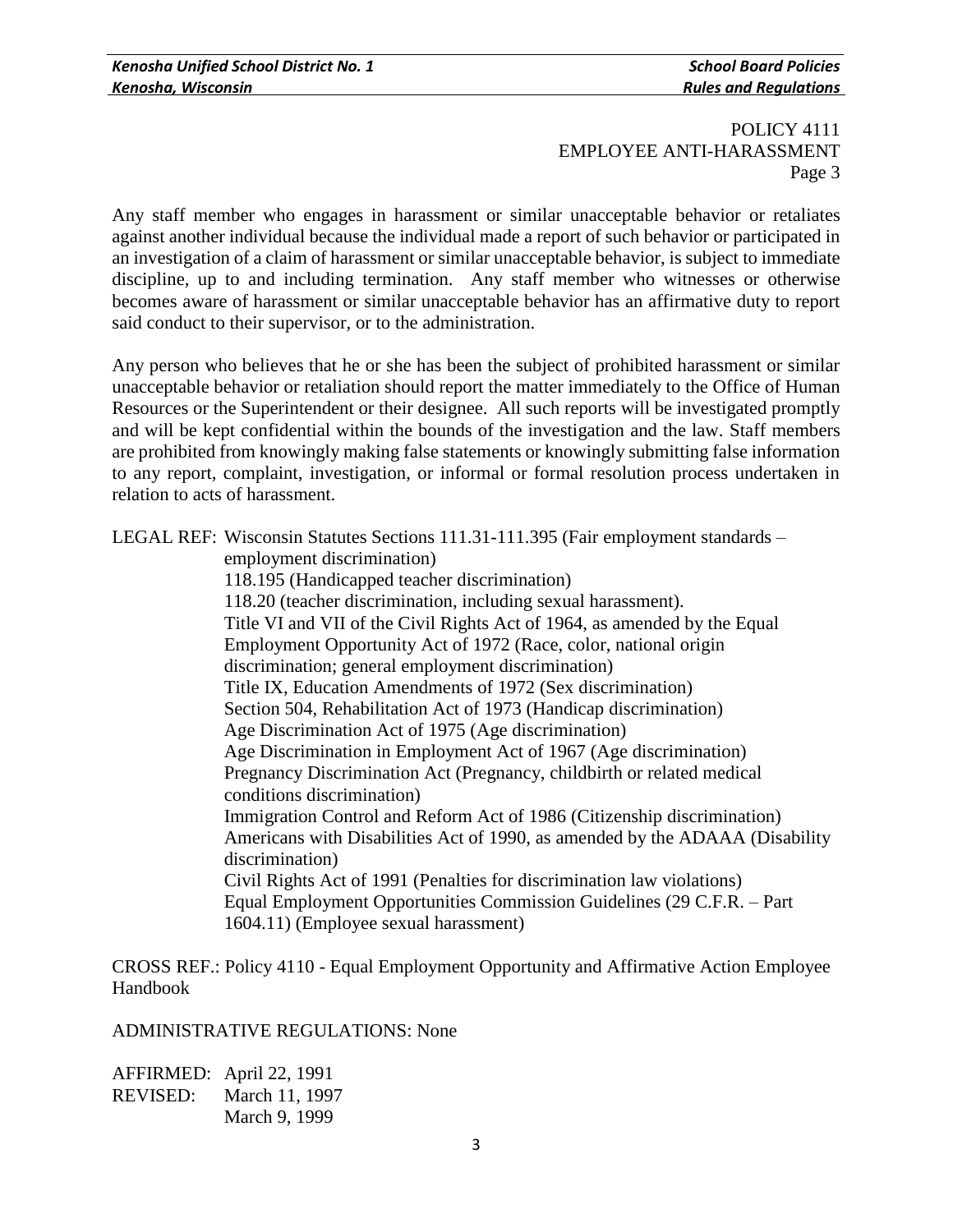POLICY 4111
EMPLOYEE ANTI-HARASSMENT
Page 3

Any staff member who engages in harassment or similar unacceptable behavior or retaliates against another individual because the individual made a report of such behavior or participated in an investigation of a claim of harassment or similar unacceptable behavior, is subject to immediate discipline, up to and including termination. Any staff member who witnesses or otherwise becomes aware of harassment or similar unacceptable behavior has an affirmative duty to report said conduct to their supervisor, or to the administration.

Any person who believes that he or she has been the subject of prohibited harassment or similar unacceptable behavior or retaliation should report the matter immediately to the Office of Human Resources or the Superintendent or their designee. All such reports will be investigated promptly and will be kept confidential within the bounds of the investigation and the law. Staff members are prohibited from knowingly making false statements or knowingly submitting false information to any report, complaint, investigation, or informal or formal resolution process undertaken in relation to acts of harassment.

LEGAL REF: Wisconsin Statutes Sections 111.31-111.395 (Fair employment standards – employment discrimination)
118.195 (Handicapped teacher discrimination)
118.20 (teacher discrimination, including sexual harassment).
Title VI and VII of the Civil Rights Act of 1964, as amended by the Equal Employment Opportunity Act of 1972 (Race, color, national origin discrimination; general employment discrimination)
Title IX, Education Amendments of 1972 (Sex discrimination)
Section 504, Rehabilitation Act of 1973 (Handicap discrimination)
Age Discrimination Act of 1975 (Age discrimination)
Age Discrimination in Employment Act of 1967 (Age discrimination)
Pregnancy Discrimination Act (Pregnancy, childbirth or related medical conditions discrimination)
Immigration Control and Reform Act of 1986 (Citizenship discrimination)
Americans with Disabilities Act of 1990, as amended by the ADAAA (Disability discrimination)
Civil Rights Act of 1991 (Penalties for discrimination law violations)
Equal Employment Opportunities Commission Guidelines (29 C.F.R. – Part 1604.11) (Employee sexual harassment)

CROSS REF.: Policy 4110 - Equal Employment Opportunity and Affirmative Action Employee Handbook

ADMINISTRATIVE REGULATIONS: None

AFFIRMED: April 22, 1991
REVISED: March 11, 1997
March 9, 1999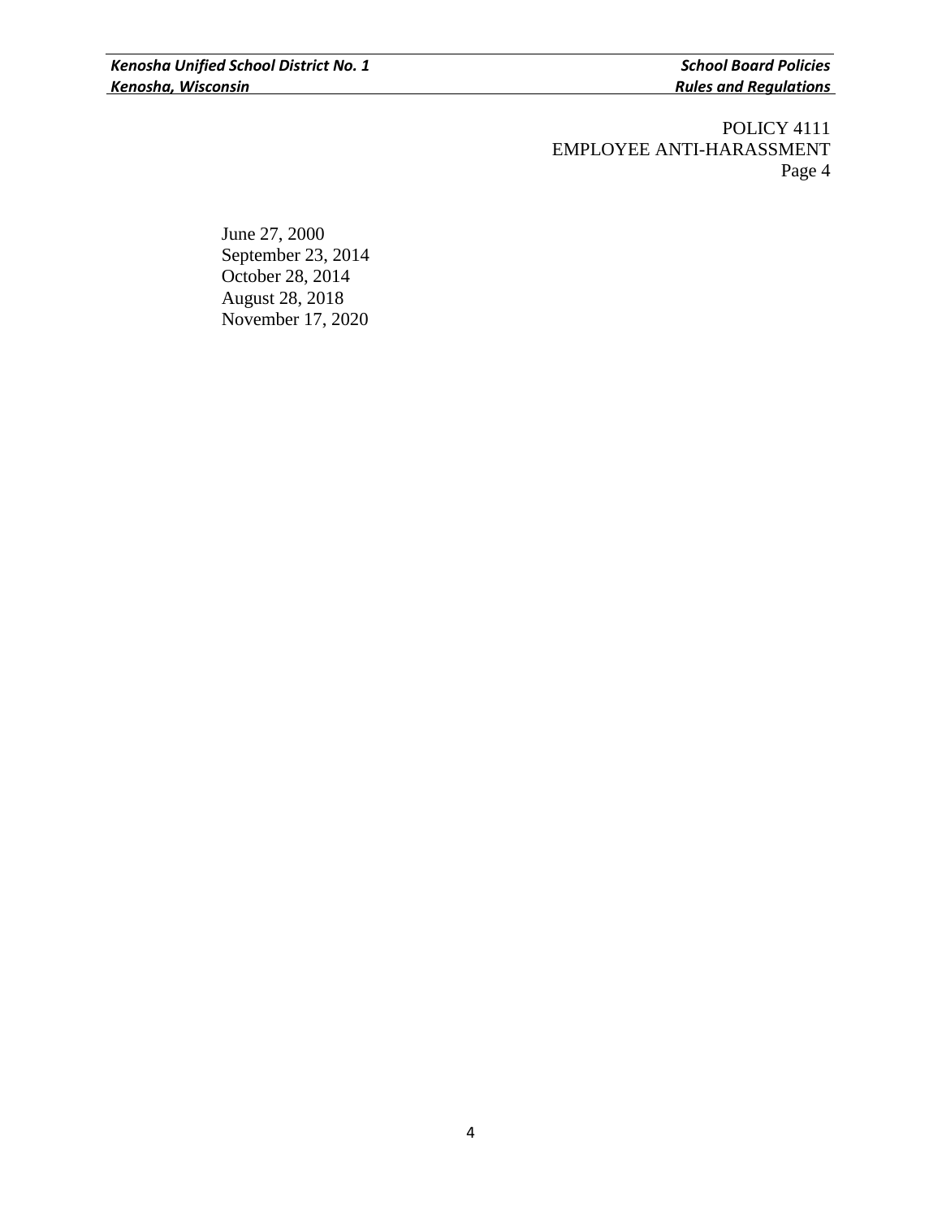June 27, 2000
September 23, 2014
October 28, 2014
August 28, 2018
November 17, 2020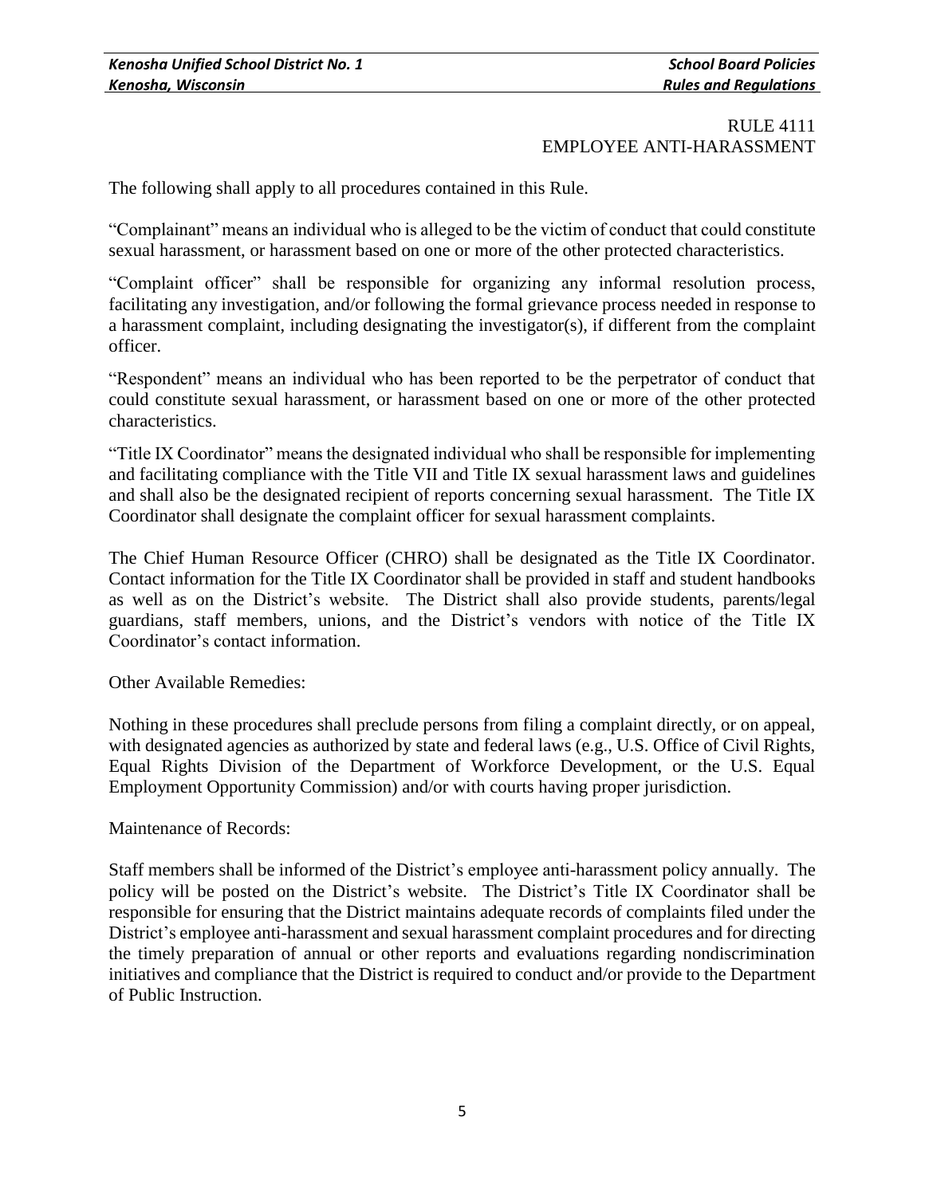RULE 4111
EMPLOYEE ANTI-HARASSMENT

The following shall apply to all procedures contained in this Rule.

"Complainant" means an individual who is alleged to be the victim of conduct that could constitute sexual harassment, or harassment based on one or more of the other protected characteristics.

"Complaint officer" shall be responsible for organizing any informal resolution process, facilitating any investigation, and/or following the formal grievance process needed in response to a harassment complaint, including designating the investigator(s), if different from the complaint officer.

"Respondent" means an individual who has been reported to be the perpetrator of conduct that could constitute sexual harassment, or harassment based on one or more of the other protected characteristics.

"Title IX Coordinator" means the designated individual who shall be responsible for implementing and facilitating compliance with the Title VII and Title IX sexual harassment laws and guidelines and shall also be the designated recipient of reports concerning sexual harassment. The Title IX Coordinator shall designate the complaint officer for sexual harassment complaints.

The Chief Human Resource Officer (CHRO) shall be designated as the Title IX Coordinator. Contact information for the Title IX Coordinator shall be provided in staff and student handbooks as well as on the District's website. The District shall also provide students, parents/legal guardians, staff members, unions, and the District's vendors with notice of the Title IX Coordinator's contact information.

Other Available Remedies:

Nothing in these procedures shall preclude persons from filing a complaint directly, or on appeal, with designated agencies as authorized by state and federal laws (e.g., U.S. Office of Civil Rights, Equal Rights Division of the Department of Workforce Development, or the U.S. Equal Employment Opportunity Commission) and/or with courts having proper jurisdiction.

Maintenance of Records:

Staff members shall be informed of the District's employee anti-harassment policy annually. The policy will be posted on the District's website. The District's Title IX Coordinator shall be responsible for ensuring that the District maintains adequate records of complaints filed under the District's employee anti-harassment and sexual harassment complaint procedures and for directing the timely preparation of annual or other reports and evaluations regarding nondiscrimination initiatives and compliance that the District is required to conduct and/or provide to the Department of Public Instruction.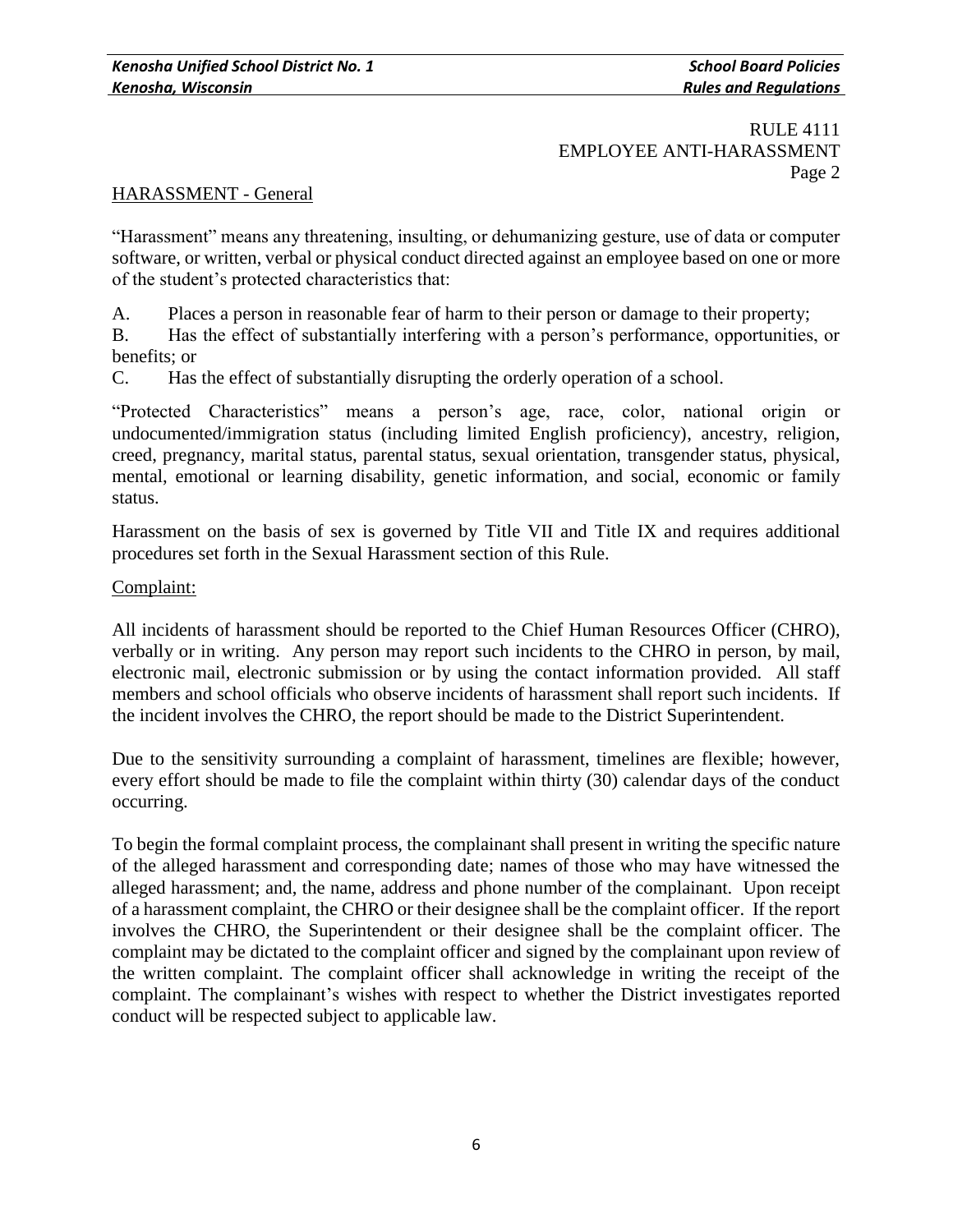RULE 4111
EMPLOYEE ANTI-HARASSMENT
Page 2

## HARASSMENT - General

"Harassment" means any threatening, insulting, or dehumanizing gesture, use of data or computer software, or written, verbal or physical conduct directed against an employee based on one or more of the student's protected characteristics that:

A. Places a person in reasonable fear of harm to their person or damage to their property;

B. Has the effect of substantially interfering with a person's performance, opportunities, or benefits; or

C. Has the effect of substantially disrupting the orderly operation of a school.

"Protected Characteristics" means a person's age, race, color, national origin or undocumented/immigration status (including limited English proficiency), ancestry, religion, creed, pregnancy, marital status, parental status, sexual orientation, transgender status, physical, mental, emotional or learning disability, genetic information, and social, economic or family status.

Harassment on the basis of sex is governed by Title VII and Title IX and requires additional procedures set forth in the Sexual Harassment section of this Rule.

### Complaint:

All incidents of harassment should be reported to the Chief Human Resources Officer (CHRO), verbally or in writing. Any person may report such incidents to the CHRO in person, by mail, electronic mail, electronic submission or by using the contact information provided. All staff members and school officials who observe incidents of harassment shall report such incidents. If the incident involves the CHRO, the report should be made to the District Superintendent.

Due to the sensitivity surrounding a complaint of harassment, timelines are flexible; however, every effort should be made to file the complaint within thirty (30) calendar days of the conduct occurring.

To begin the formal complaint process, the complainant shall present in writing the specific nature of the alleged harassment and corresponding date; names of those who may have witnessed the alleged harassment; and, the name, address and phone number of the complainant. Upon receipt of a harassment complaint, the CHRO or their designee shall be the complaint officer. If the report involves the CHRO, the Superintendent or their designee shall be the complaint officer. The complaint may be dictated to the complaint officer and signed by the complainant upon review of the written complaint. The complaint officer shall acknowledge in writing the receipt of the complaint. The complainant's wishes with respect to whether the District investigates reported conduct will be respected subject to applicable law.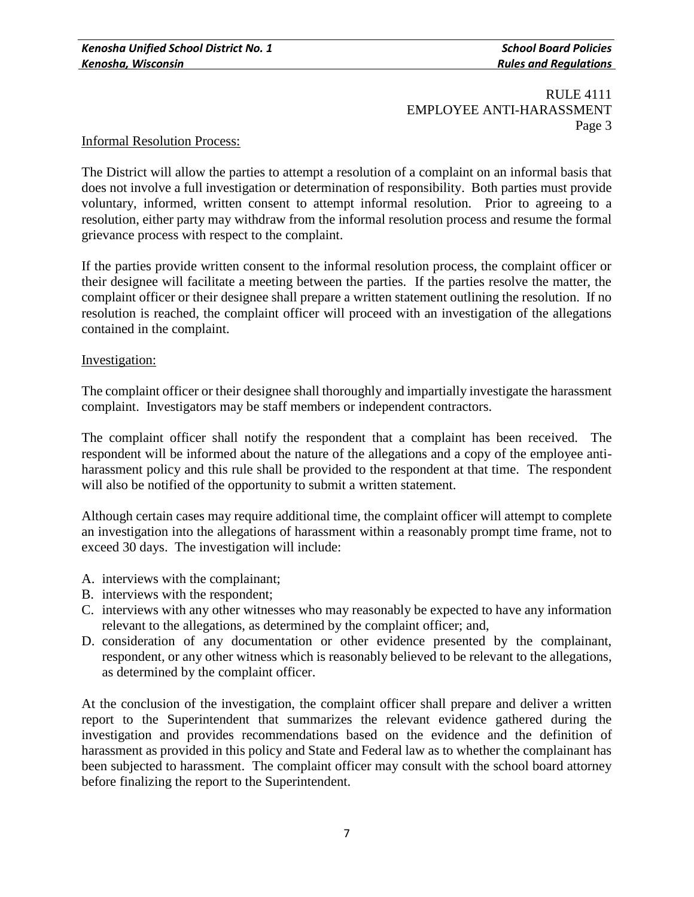RULE 4111
EMPLOYEE ANTI-HARASSMENT
Page 3

Informal Resolution Process:

The District will allow the parties to attempt a resolution of a complaint on an informal basis that does not involve a full investigation or determination of responsibility. Both parties must provide voluntary, informed, written consent to attempt informal resolution. Prior to agreeing to a resolution, either party may withdraw from the informal resolution process and resume the formal grievance process with respect to the complaint.

If the parties provide written consent to the informal resolution process, the complaint officer or their designee will facilitate a meeting between the parties. If the parties resolve the matter, the complaint officer or their designee shall prepare a written statement outlining the resolution. If no resolution is reached, the complaint officer will proceed with an investigation of the allegations contained in the complaint.

Investigation:

The complaint officer or their designee shall thoroughly and impartially investigate the harassment complaint. Investigators may be staff members or independent contractors.

The complaint officer shall notify the respondent that a complaint has been received. The respondent will be informed about the nature of the allegations and a copy of the employee anti-harassment policy and this rule shall be provided to the respondent at that time. The respondent will also be notified of the opportunity to submit a written statement.

Although certain cases may require additional time, the complaint officer will attempt to complete an investigation into the allegations of harassment within a reasonably prompt time frame, not to exceed 30 days. The investigation will include:

A. interviews with the complainant;
B. interviews with the respondent;
C. interviews with any other witnesses who may reasonably be expected to have any information relevant to the allegations, as determined by the complaint officer; and,
D. consideration of any documentation or other evidence presented by the complainant, respondent, or any other witness which is reasonably believed to be relevant to the allegations, as determined by the complaint officer.

At the conclusion of the investigation, the complaint officer shall prepare and deliver a written report to the Superintendent that summarizes the relevant evidence gathered during the investigation and provides recommendations based on the evidence and the definition of harassment as provided in this policy and State and Federal law as to whether the complainant has been subjected to harassment. The complaint officer may consult with the school board attorney before finalizing the report to the Superintendent.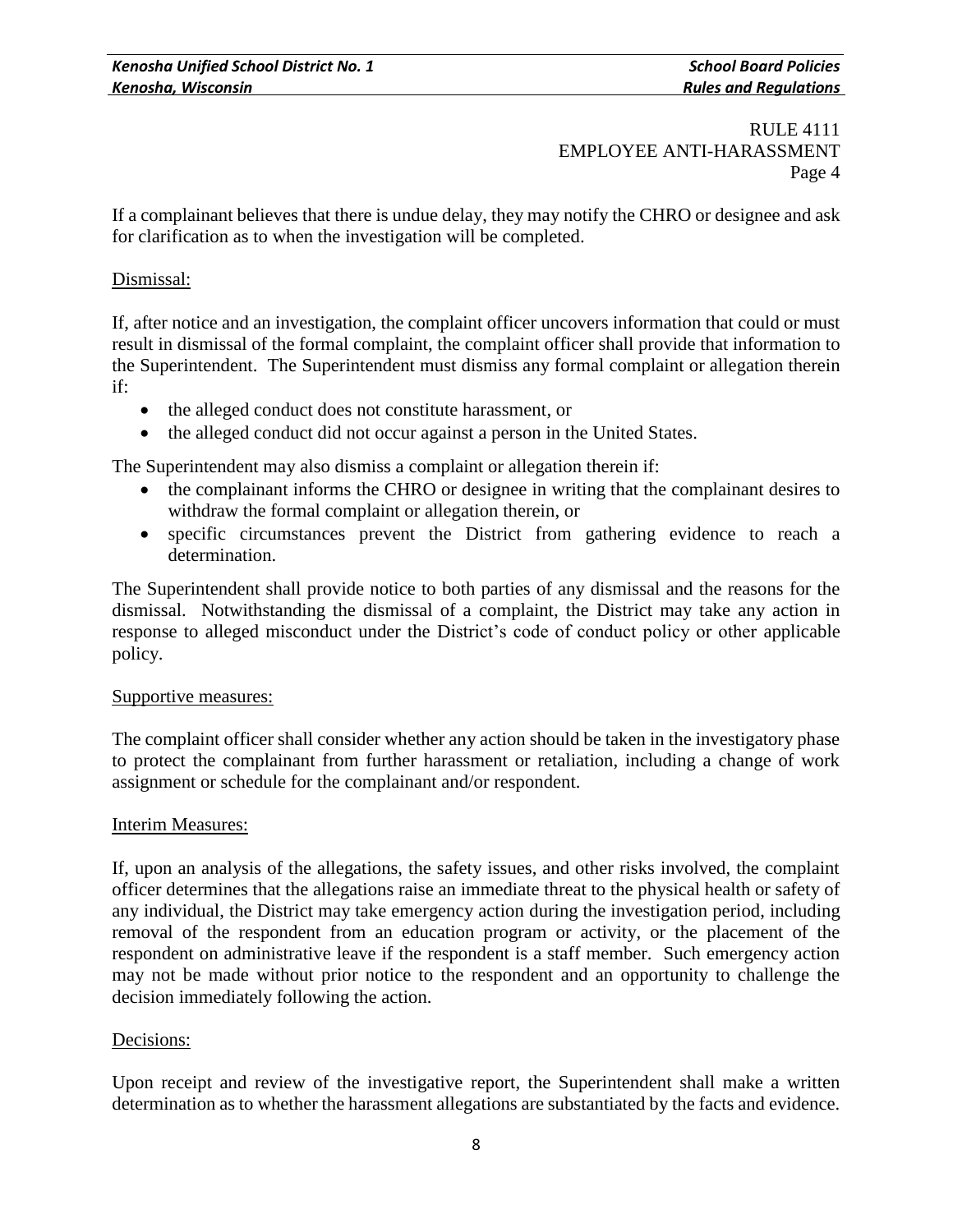If a complainant believes that there is undue delay, they may notify the CHRO or designee and ask for clarification as to when the investigation will be completed.

Dismissal:

If, after notice and an investigation, the complaint officer uncovers information that could or must result in dismissal of the formal complaint, the complaint officer shall provide that information to the Superintendent. The Superintendent must dismiss any formal complaint or allegation therein if:

- the alleged conduct does not constitute harassment, or
- the alleged conduct did not occur against a person in the United States.

The Superintendent may also dismiss a complaint or allegation therein if:

- the complainant informs the CHRO or designee in writing that the complainant desires to withdraw the formal complaint or allegation therein, or
- specific circumstances prevent the District from gathering evidence to reach a determination.

The Superintendent shall provide notice to both parties of any dismissal and the reasons for the dismissal. Notwithstanding the dismissal of a complaint, the District may take any action in response to alleged misconduct under the District's code of conduct policy or other applicable policy.

Supportive measures:

The complaint officer shall consider whether any action should be taken in the investigatory phase to protect the complainant from further harassment or retaliation, including a change of work assignment or schedule for the complainant and/or respondent.

Interim Measures:

If, upon an analysis of the allegations, the safety issues, and other risks involved, the complaint officer determines that the allegations raise an immediate threat to the physical health or safety of any individual, the District may take emergency action during the investigation period, including removal of the respondent from an education program or activity, or the placement of the respondent on administrative leave if the respondent is a staff member. Such emergency action may not be made without prior notice to the respondent and an opportunity to challenge the decision immediately following the action.

Decisions:

Upon receipt and review of the investigative report, the Superintendent shall make a written determination as to whether the harassment allegations are substantiated by the facts and evidence.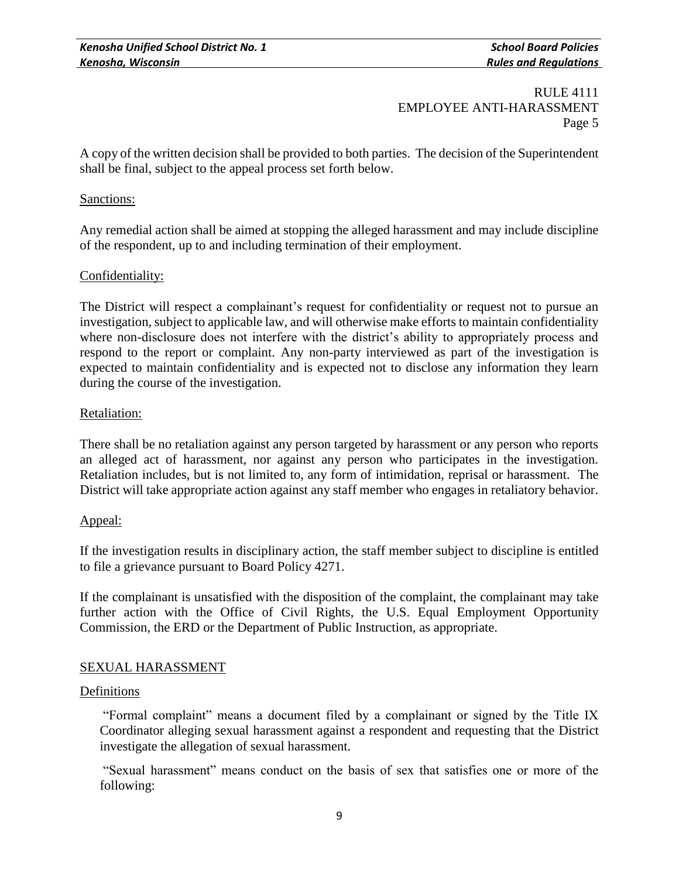A copy of the written decision shall be provided to both parties. The decision of the Superintendent shall be final, subject to the appeal process set forth below.

Sanctions:

Any remedial action shall be aimed at stopping the alleged harassment and may include discipline of the respondent, up to and including termination of their employment.

Confidentiality:

The District will respect a complainant's request for confidentiality or request not to pursue an investigation, subject to applicable law, and will otherwise make efforts to maintain confidentiality where non-disclosure does not interfere with the district's ability to appropriately process and respond to the report or complaint. Any non-party interviewed as part of the investigation is expected to maintain confidentiality and is expected not to disclose any information they learn during the course of the investigation.

Retaliation:

There shall be no retaliation against any person targeted by harassment or any person who reports an alleged act of harassment, nor against any person who participates in the investigation. Retaliation includes, but is not limited to, any form of intimidation, reprisal or harassment. The District will take appropriate action against any staff member who engages in retaliatory behavior.

Appeal:

If the investigation results in disciplinary action, the staff member subject to discipline is entitled to file a grievance pursuant to Board Policy 4271.

If the complainant is unsatisfied with the disposition of the complaint, the complainant may take further action with the Office of Civil Rights, the U.S. Equal Employment Opportunity Commission, the ERD or the Department of Public Instruction, as appropriate.

SEXUAL HARASSMENT

Definitions

"Formal complaint" means a document filed by a complainant or signed by the Title IX Coordinator alleging sexual harassment against a respondent and requesting that the District investigate the allegation of sexual harassment.

"Sexual harassment" means conduct on the basis of sex that satisfies one or more of the following: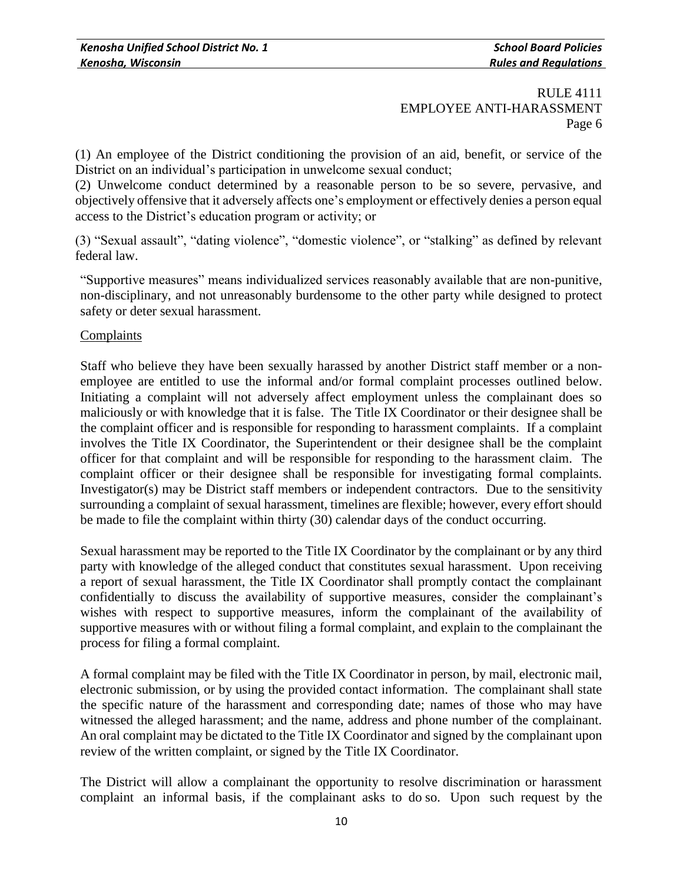RULE 4111
EMPLOYEE ANTI-HARASSMENT
Page 6

(1) An employee of the District conditioning the provision of an aid, benefit, or service of the District on an individual's participation in unwelcome sexual conduct;

(2) Unwelcome conduct determined by a reasonable person to be so severe, pervasive, and objectively offensive that it adversely affects one's employment or effectively denies a person equal access to the District's education program or activity; or

(3) "Sexual assault", "dating violence", "domestic violence", or "stalking" as defined by relevant federal law.

"Supportive measures" means individualized services reasonably available that are non-punitive, non-disciplinary, and not unreasonably burdensome to the other party while designed to protect safety or deter sexual harassment.

Complaints

Staff who believe they have been sexually harassed by another District staff member or a non-employee are entitled to use the informal and/or formal complaint processes outlined below. Initiating a complaint will not adversely affect employment unless the complainant does so maliciously or with knowledge that it is false. The Title IX Coordinator or their designee shall be the complaint officer and is responsible for responding to harassment complaints. If a complaint involves the Title IX Coordinator, the Superintendent or their designee shall be the complaint officer for that complaint and will be responsible for responding to the harassment claim. The complaint officer or their designee shall be responsible for investigating formal complaints. Investigator(s) may be District staff members or independent contractors. Due to the sensitivity surrounding a complaint of sexual harassment, timelines are flexible; however, every effort should be made to file the complaint within thirty (30) calendar days of the conduct occurring.

Sexual harassment may be reported to the Title IX Coordinator by the complainant or by any third party with knowledge of the alleged conduct that constitutes sexual harassment. Upon receiving a report of sexual harassment, the Title IX Coordinator shall promptly contact the complainant confidentially to discuss the availability of supportive measures, consider the complainant's wishes with respect to supportive measures, inform the complainant of the availability of supportive measures with or without filing a formal complaint, and explain to the complainant the process for filing a formal complaint.

A formal complaint may be filed with the Title IX Coordinator in person, by mail, electronic mail, electronic submission, or by using the provided contact information. The complainant shall state the specific nature of the harassment and corresponding date; names of those who may have witnessed the alleged harassment; and the name, address and phone number of the complainant. An oral complaint may be dictated to the Title IX Coordinator and signed by the complainant upon review of the written complaint, or signed by the Title IX Coordinator.

The District will allow a complainant the opportunity to resolve discrimination or harassment complaint an informal basis, if the complainant asks to do so. Upon such request by the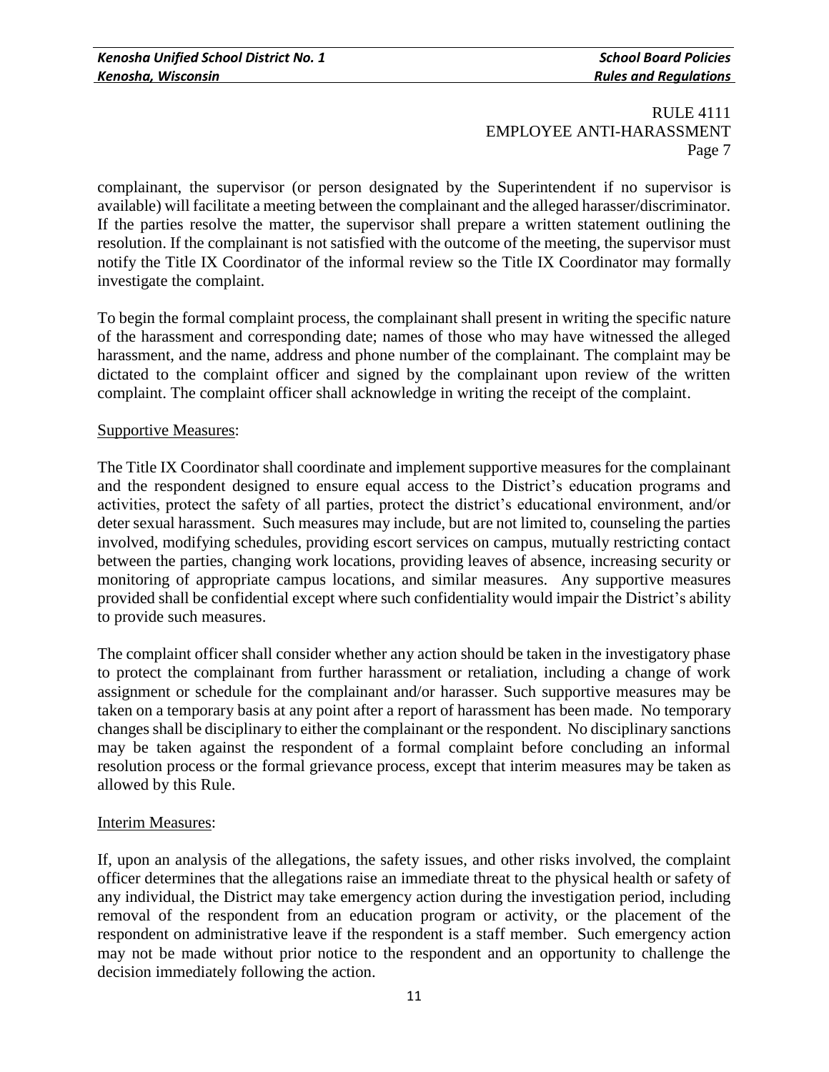complainant, the supervisor (or person designated by the Superintendent if no supervisor is available) will facilitate a meeting between the complainant and the alleged harasser/discriminator. If the parties resolve the matter, the supervisor shall prepare a written statement outlining the resolution. If the complainant is not satisfied with the outcome of the meeting, the supervisor must notify the Title IX Coordinator of the informal review so the Title IX Coordinator may formally investigate the complaint.

To begin the formal complaint process, the complainant shall present in writing the specific nature of the harassment and corresponding date; names of those who may have witnessed the alleged harassment, and the name, address and phone number of the complainant. The complaint may be dictated to the complaint officer and signed by the complainant upon review of the written complaint. The complaint officer shall acknowledge in writing the receipt of the complaint.

Supportive Measures:

The Title IX Coordinator shall coordinate and implement supportive measures for the complainant and the respondent designed to ensure equal access to the District's education programs and activities, protect the safety of all parties, protect the district's educational environment, and/or deter sexual harassment. Such measures may include, but are not limited to, counseling the parties involved, modifying schedules, providing escort services on campus, mutually restricting contact between the parties, changing work locations, providing leaves of absence, increasing security or monitoring of appropriate campus locations, and similar measures. Any supportive measures provided shall be confidential except where such confidentiality would impair the District's ability to provide such measures.

The complaint officer shall consider whether any action should be taken in the investigatory phase to protect the complainant from further harassment or retaliation, including a change of work assignment or schedule for the complainant and/or harasser. Such supportive measures may be taken on a temporary basis at any point after a report of harassment has been made. No temporary changes shall be disciplinary to either the complainant or the respondent. No disciplinary sanctions may be taken against the respondent of a formal complaint before concluding an informal resolution process or the formal grievance process, except that interim measures may be taken as allowed by this Rule.

Interim Measures:

If, upon an analysis of the allegations, the safety issues, and other risks involved, the complaint officer determines that the allegations raise an immediate threat to the physical health or safety of any individual, the District may take emergency action during the investigation period, including removal of the respondent from an education program or activity, or the placement of the respondent on administrative leave if the respondent is a staff member. Such emergency action may not be made without prior notice to the respondent and an opportunity to challenge the decision immediately following the action.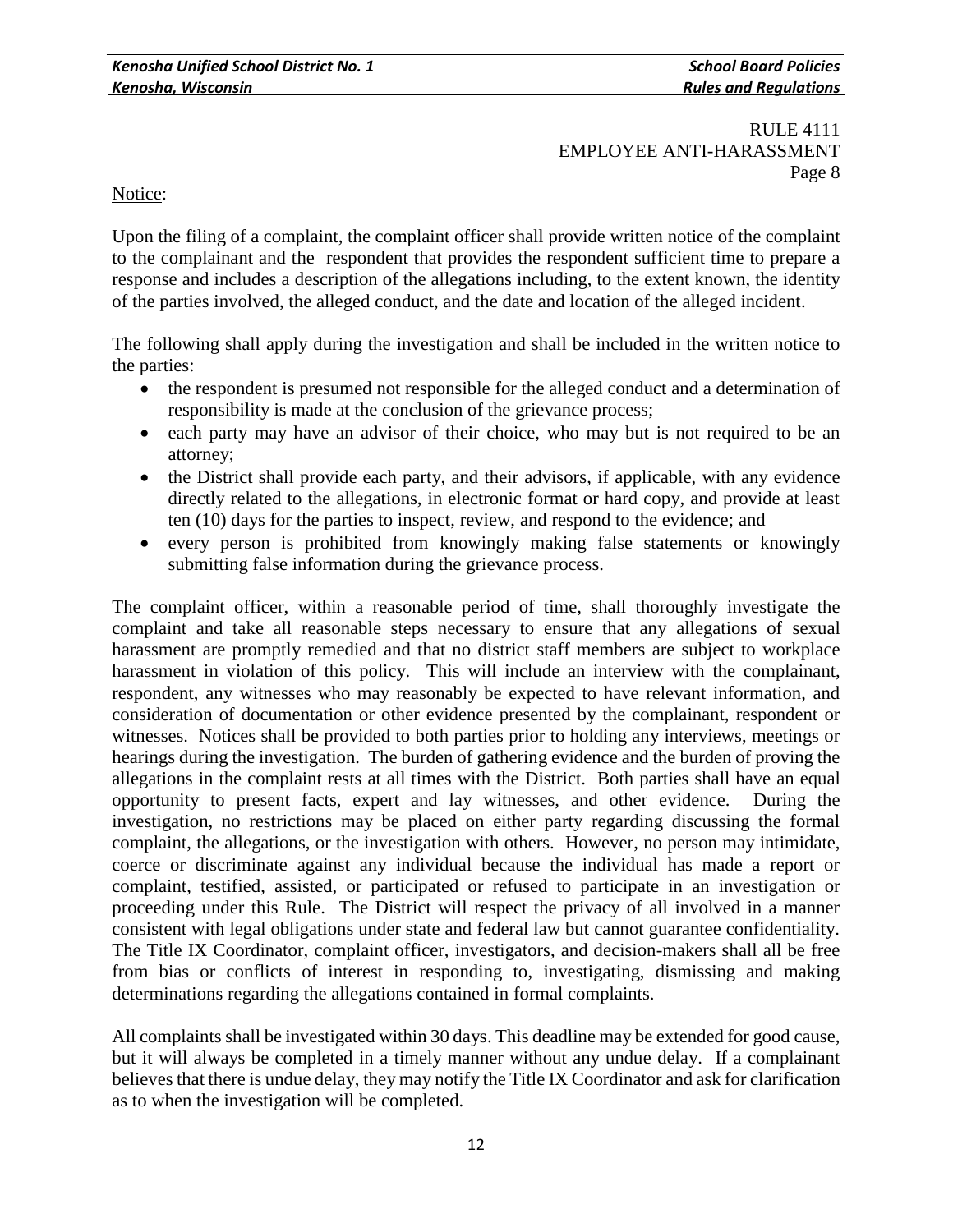RULE 4111
EMPLOYEE ANTI-HARASSMENT
Page 8

Notice:

Upon the filing of a complaint, the complaint officer shall provide written notice of the complaint to the complainant and the respondent that provides the respondent sufficient time to prepare a response and includes a description of the allegations including, to the extent known, the identity of the parties involved, the alleged conduct, and the date and location of the alleged incident.

The following shall apply during the investigation and shall be included in the written notice to the parties:

- the respondent is presumed not responsible for the alleged conduct and a determination of responsibility is made at the conclusion of the grievance process;
- each party may have an advisor of their choice, who may but is not required to be an attorney;
- the District shall provide each party, and their advisors, if applicable, with any evidence directly related to the allegations, in electronic format or hard copy, and provide at least ten (10) days for the parties to inspect, review, and respond to the evidence; and
- every person is prohibited from knowingly making false statements or knowingly submitting false information during the grievance process.

The complaint officer, within a reasonable period of time, shall thoroughly investigate the complaint and take all reasonable steps necessary to ensure that any allegations of sexual harassment are promptly remedied and that no district staff members are subject to workplace harassment in violation of this policy. This will include an interview with the complainant, respondent, any witnesses who may reasonably be expected to have relevant information, and consideration of documentation or other evidence presented by the complainant, respondent or witnesses. Notices shall be provided to both parties prior to holding any interviews, meetings or hearings during the investigation. The burden of gathering evidence and the burden of proving the allegations in the complaint rests at all times with the District. Both parties shall have an equal opportunity to present facts, expert and lay witnesses, and other evidence. During the investigation, no restrictions may be placed on either party regarding discussing the formal complaint, the allegations, or the investigation with others. However, no person may intimidate, coerce or discriminate against any individual because the individual has made a report or complaint, testified, assisted, or participated or refused to participate in an investigation or proceeding under this Rule. The District will respect the privacy of all involved in a manner consistent with legal obligations under state and federal law but cannot guarantee confidentiality. The Title IX Coordinator, complaint officer, investigators, and decision-makers shall all be free from bias or conflicts of interest in responding to, investigating, dismissing and making determinations regarding the allegations contained in formal complaints.

All complaints shall be investigated within 30 days. This deadline may be extended for good cause, but it will always be completed in a timely manner without any undue delay. If a complainant believes that there is undue delay, they may notify the Title IX Coordinator and ask for clarification as to when the investigation will be completed.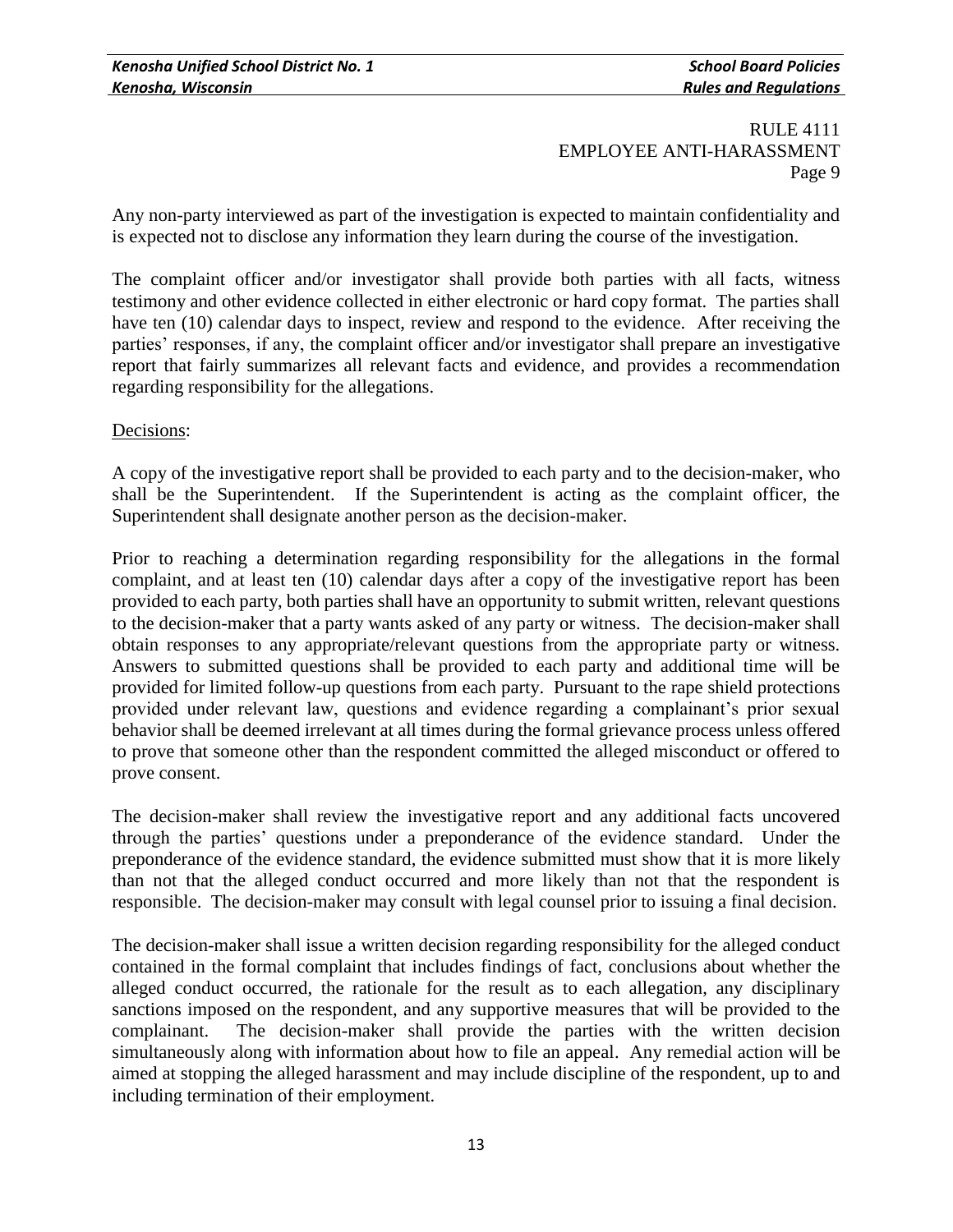Any non-party interviewed as part of the investigation is expected to maintain confidentiality and is expected not to disclose any information they learn during the course of the investigation.

The complaint officer and/or investigator shall provide both parties with all facts, witness testimony and other evidence collected in either electronic or hard copy format. The parties shall have ten (10) calendar days to inspect, review and respond to the evidence. After receiving the parties' responses, if any, the complaint officer and/or investigator shall prepare an investigative report that fairly summarizes all relevant facts and evidence, and provides a recommendation regarding responsibility for the allegations.

Decisions:

A copy of the investigative report shall be provided to each party and to the decision-maker, who shall be the Superintendent. If the Superintendent is acting as the complaint officer, the Superintendent shall designate another person as the decision-maker.

Prior to reaching a determination regarding responsibility for the allegations in the formal complaint, and at least ten (10) calendar days after a copy of the investigative report has been provided to each party, both parties shall have an opportunity to submit written, relevant questions to the decision-maker that a party wants asked of any party or witness. The decision-maker shall obtain responses to any appropriate/relevant questions from the appropriate party or witness. Answers to submitted questions shall be provided to each party and additional time will be provided for limited follow-up questions from each party. Pursuant to the rape shield protections provided under relevant law, questions and evidence regarding a complainant's prior sexual behavior shall be deemed irrelevant at all times during the formal grievance process unless offered to prove that someone other than the respondent committed the alleged misconduct or offered to prove consent.

The decision-maker shall review the investigative report and any additional facts uncovered through the parties' questions under a preponderance of the evidence standard. Under the preponderance of the evidence standard, the evidence submitted must show that it is more likely than not that the alleged conduct occurred and more likely than not that the respondent is responsible. The decision-maker may consult with legal counsel prior to issuing a final decision.

The decision-maker shall issue a written decision regarding responsibility for the alleged conduct contained in the formal complaint that includes findings of fact, conclusions about whether the alleged conduct occurred, the rationale for the result as to each allegation, any disciplinary sanctions imposed on the respondent, and any supportive measures that will be provided to the complainant. The decision-maker shall provide the parties with the written decision simultaneously along with information about how to file an appeal. Any remedial action will be aimed at stopping the alleged harassment and may include discipline of the respondent, up to and including termination of their employment.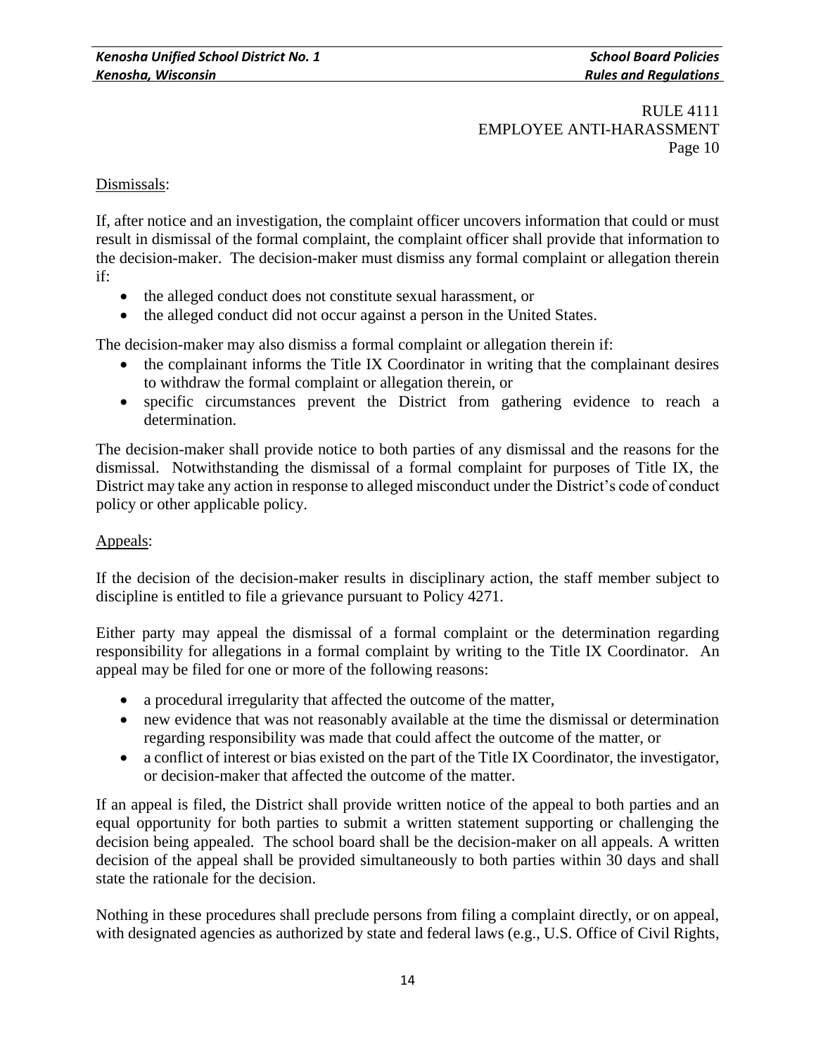Dismissals:

If, after notice and an investigation, the complaint officer uncovers information that could or must result in dismissal of the formal complaint, the complaint officer shall provide that information to the decision-maker. The decision-maker must dismiss any formal complaint or allegation therein if:

- the alleged conduct does not constitute sexual harassment, or
- the alleged conduct did not occur against a person in the United States.

The decision-maker may also dismiss a formal complaint or allegation therein if:

- the complainant informs the Title IX Coordinator in writing that the complainant desires to withdraw the formal complaint or allegation therein, or
- specific circumstances prevent the District from gathering evidence to reach a determination.

The decision-maker shall provide notice to both parties of any dismissal and the reasons for the dismissal. Notwithstanding the dismissal of a formal complaint for purposes of Title IX, the District may take any action in response to alleged misconduct under the District's code of conduct policy or other applicable policy.

Appeals:

If the decision of the decision-maker results in disciplinary action, the staff member subject to discipline is entitled to file a grievance pursuant to Policy 4271.

Either party may appeal the dismissal of a formal complaint or the determination regarding responsibility for allegations in a formal complaint by writing to the Title IX Coordinator. An appeal may be filed for one or more of the following reasons:

- a procedural irregularity that affected the outcome of the matter,
- new evidence that was not reasonably available at the time the dismissal or determination regarding responsibility was made that could affect the outcome of the matter, or
- a conflict of interest or bias existed on the part of the Title IX Coordinator, the investigator, or decision-maker that affected the outcome of the matter.

If an appeal is filed, the District shall provide written notice of the appeal to both parties and an equal opportunity for both parties to submit a written statement supporting or challenging the decision being appealed. The school board shall be the decision-maker on all appeals. A written decision of the appeal shall be provided simultaneously to both parties within 30 days and shall state the rationale for the decision.

Nothing in these procedures shall preclude persons from filing a complaint directly, or on appeal, with designated agencies as authorized by state and federal laws (e.g., U.S. Office of Civil Rights,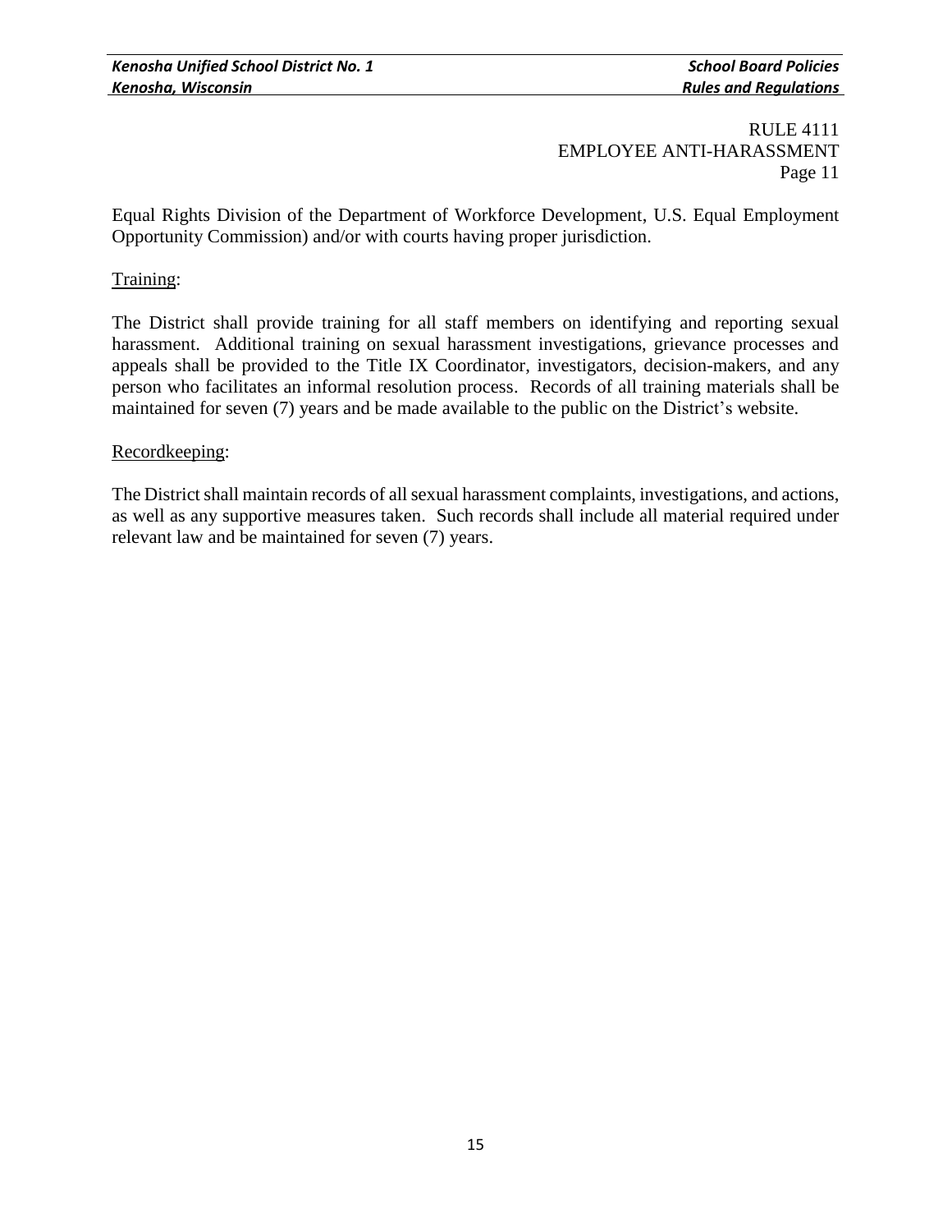Equal Rights Division of the Department of Workforce Development, U.S. Equal Employment Opportunity Commission) and/or with courts having proper jurisdiction.

Training:

The District shall provide training for all staff members on identifying and reporting sexual harassment. Additional training on sexual harassment investigations, grievance processes and appeals shall be provided to the Title IX Coordinator, investigators, decision-makers, and any person who facilitates an informal resolution process. Records of all training materials shall be maintained for seven (7) years and be made available to the public on the District's website.

Recordkeeping:

The District shall maintain records of all sexual harassment complaints, investigations, and actions, as well as any supportive measures taken. Such records shall include all material required under relevant law and be maintained for seven (7) years.